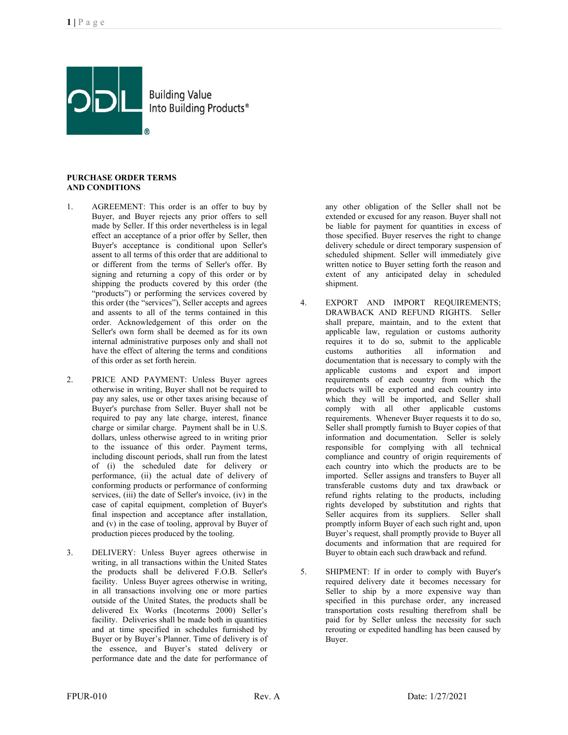ODL Building Value Into Building Products®

**PURCHASE ORDER TERMS AND CONDITIONS**

1. AGREEMENT: This order is an offer to buy by Buyer, and Buyer rejects any prior offers to sell made by Seller. If this order nevertheless is in legal effect an acceptance of a prior offer by Seller, then Buyer's acceptance is conditional upon Seller's assent to all terms of this order that are additional to or different from the terms of Seller's offer. By signing and returning a copy of this order or by shipping the products covered by this order (the "products") or performing the services covered by this order (the "services"), Seller accepts and agrees and assents to all of the terms contained in this order. Acknowledgement of this order on the Seller's own form shall be deemed as for its own internal administrative purposes only and shall not have the effect of altering the terms and conditions of this order as set forth herein.

2. PRICE AND PAYMENT: Unless Buyer agrees otherwise in writing, Buyer shall not be required to pay any sales, use or other taxes arising because of Buyer's purchase from Seller. Buyer shall not be required to pay any late charge, interest, finance charge or similar charge. Payment shall be in U.S. dollars, unless otherwise agreed to in writing prior to the issuance of this order. Payment terms, including discount periods, shall run from the latest of (i) the scheduled date for delivery or performance, (ii) the actual date of delivery of conforming products or performance of conforming services, (iii) the date of Seller's invoice, (iv) in the case of capital equipment, completion of Buyer's final inspection and acceptance after installation, and (v) in the case of tooling, approval by Buyer of production pieces produced by the tooling.

3. DELIVERY: Unless Buyer agrees otherwise in writing, in all transactions within the United States the products shall be delivered F.O.B. Seller's facility. Unless Buyer agrees otherwise in writing, in all transactions involving one or more parties outside of the United States, the products shall be delivered Ex Works (Incoterms 2000) Seller's facility. Deliveries shall be made both in quantities and at time specified in schedules furnished by Buyer or by Buyer's Planner. Time of delivery is of the essence, and Buyer's stated delivery or performance date and the date for performance of any other obligation of the Seller shall not be extended or excused for any reason. Buyer shall not be liable for payment for quantities in excess of those specified. Buyer reserves the right to change delivery schedule or direct temporary suspension of scheduled shipment. Seller will immediately give written notice to Buyer setting forth the reason and extent of any anticipated delay in scheduled shipment.

4. EXPORT AND IMPORT REQUIREMENTS; DRAWBACK AND REFUND RIGHTS. Seller shall prepare, maintain, and to the extent that applicable law, regulation or customs authority requires it to do so, submit to the applicable customs authorities all information and documentation that is necessary to comply with the applicable customs and export and import requirements of each country from which the products will be exported and each country into which they will be imported, and Seller shall comply with all other applicable customs requirements. Whenever Buyer requests it to do so, Seller shall promptly furnish to Buyer copies of that information and documentation. Seller is solely responsible for complying with all technical compliance and country of origin requirements of each country into which the products are to be imported. Seller assigns and transfers to Buyer all transferable customs duty and tax drawback or refund rights relating to the products, including rights developed by substitution and rights that Seller acquires from its suppliers. Seller shall promptly inform Buyer of each such right and, upon Buyer's request, shall promptly provide to Buyer all documents and information that are required for Buyer to obtain each such drawback and refund.

5. SHIPMENT: If in order to comply with Buyer's required delivery date it becomes necessary for Seller to ship by a more expensive way than specified in this purchase order, any increased transportation costs resulting therefrom shall be paid for by Seller unless the necessity for such rerouting or expedited handling has been caused by Buyer.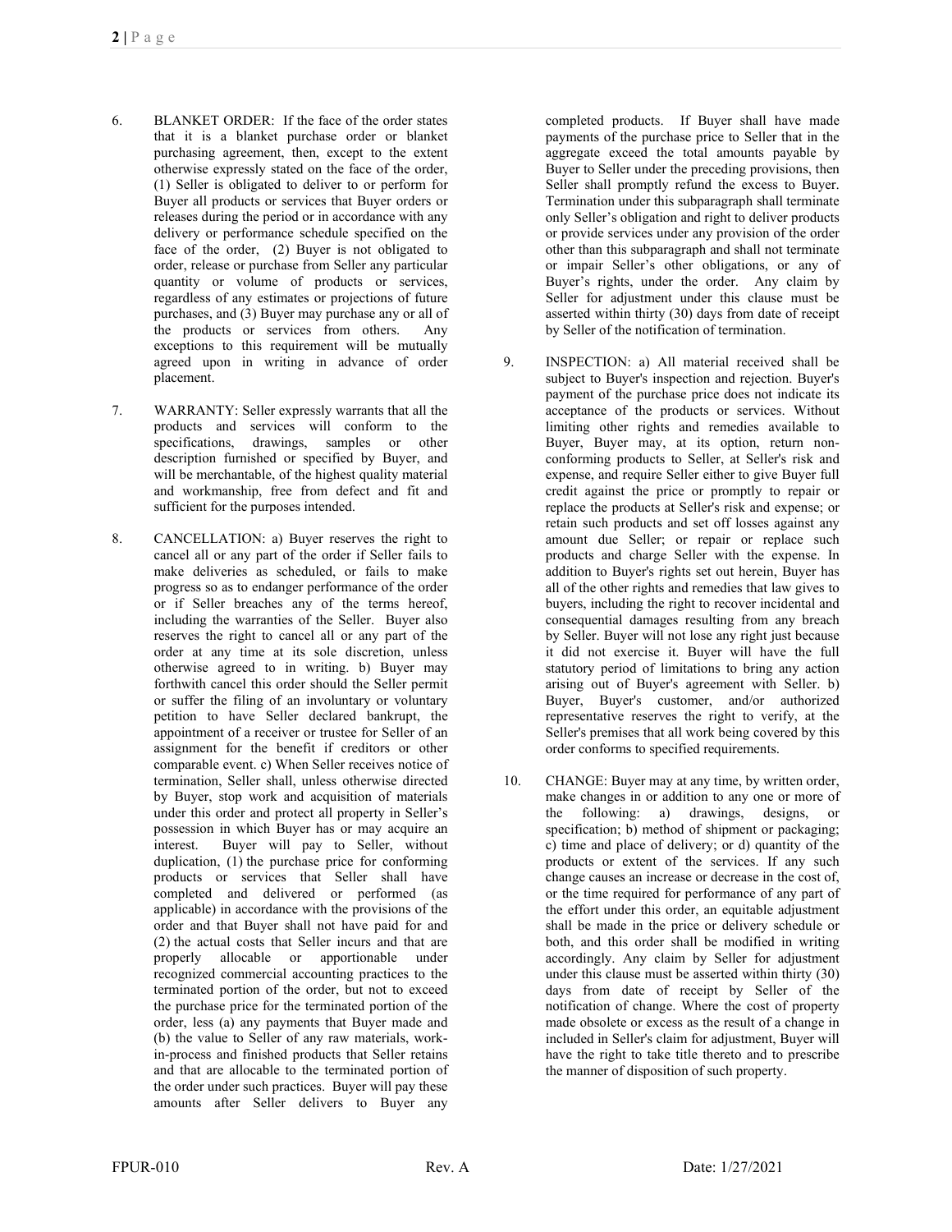6. BLANKET ORDER: If the face of the order states that it is a blanket purchase order or blanket purchasing agreement, then, except to the extent otherwise expressly stated on the face of the order, (1) Seller is obligated to deliver to or perform for Buyer all products or services that Buyer orders or releases during the period or in accordance with any delivery or performance schedule specified on the face of the order, (2) Buyer is not obligated to order, release or purchase from Seller any particular quantity or volume of products or services, regardless of any estimates or projections of future purchases, and (3) Buyer may purchase any or all of the products or services from others. Any exceptions to this requirement will be mutually agreed upon in writing in advance of order placement.

7. WARRANTY: Seller expressly warrants that all the products and services will conform to the specifications, drawings, samples or other description furnished or specified by Buyer, and will be merchantable, of the highest quality material and workmanship, free from defect and fit and sufficient for the purposes intended.

8. CANCELLATION: a) Buyer reserves the right to cancel all or any part of the order if Seller fails to make deliveries as scheduled, or fails to make progress so as to endanger performance of the order or if Seller breaches any of the terms hereof, including the warranties of the Seller. Buyer also reserves the right to cancel all or any part of the order at any time at its sole discretion, unless otherwise agreed to in writing. b) Buyer may forthwith cancel this order should the Seller permit or suffer the filing of an involuntary or voluntary petition to have Seller declared bankrupt, the appointment of a receiver or trustee for Seller of an assignment for the benefit if creditors or other comparable event. c) When Seller receives notice of termination, Seller shall, unless otherwise directed by Buyer, stop work and acquisition of materials under this order and protect all property in Seller's possession in which Buyer has or may acquire an interest. Buyer will pay to Seller, without duplication, (1) the purchase price for conforming products or services that Seller shall have completed and delivered or performed (as applicable) in accordance with the provisions of the order and that Buyer shall not have paid for and (2) the actual costs that Seller incurs and that are properly allocable or apportionable under recognized commercial accounting practices to the terminated portion of the order, but not to exceed the purchase price for the terminated portion of the order, less (a) any payments that Buyer made and (b) the value to Seller of any raw materials, work-in-process and finished products that Seller retains and that are allocable to the terminated portion of the order under such practices. Buyer will pay these amounts after Seller delivers to Buyer any completed products. If Buyer shall have made payments of the purchase price to Seller that in the aggregate exceed the total amounts payable by Buyer to Seller under the preceding provisions, then Seller shall promptly refund the excess to Buyer. Termination under this subparagraph shall terminate only Seller's obligation and right to deliver products or provide services under any provision of the order other than this subparagraph and shall not terminate or impair Seller's other obligations, or any of Buyer's rights, under the order. Any claim by Seller for adjustment under this clause must be asserted within thirty (30) days from date of receipt by Seller of the notification of termination.

9. INSPECTION: a) All material received shall be subject to Buyer's inspection and rejection. Buyer's payment of the purchase price does not indicate its acceptance of the products or services. Without limiting other rights and remedies available to Buyer, Buyer may, at its option, return non-conforming products to Seller, at Seller's risk and expense, and require Seller either to give Buyer full credit against the price or promptly to repair or replace the products at Seller's risk and expense; or retain such products and set off losses against any amount due Seller; or repair or replace such products and charge Seller with the expense. In addition to Buyer's rights set out herein, Buyer has all of the other rights and remedies that law gives to buyers, including the right to recover incidental and consequential damages resulting from any breach by Seller. Buyer will not lose any right just because it did not exercise it. Buyer will have the full statutory period of limitations to bring any action arising out of Buyer's agreement with Seller. b) Buyer, Buyer's customer, and/or authorized representative reserves the right to verify, at the Seller's premises that all work being covered by this order conforms to specified requirements.

10. CHANGE: Buyer may at any time, by written order, make changes in or addition to any one or more of the following: a) drawings, designs, or specification; b) method of shipment or packaging; c) time and place of delivery; or d) quantity of the products or extent of the services. If any such change causes an increase or decrease in the cost of, or the time required for performance of any part of the effort under this order, an equitable adjustment shall be made in the price or delivery schedule or both, and this order shall be modified in writing accordingly. Any claim by Seller for adjustment under this clause must be asserted within thirty (30) days from date of receipt by Seller of the notification of change. Where the cost of property made obsolete or excess as the result of a change in included in Seller's claim for adjustment, Buyer will have the right to take title thereto and to prescribe the manner of disposition of such property.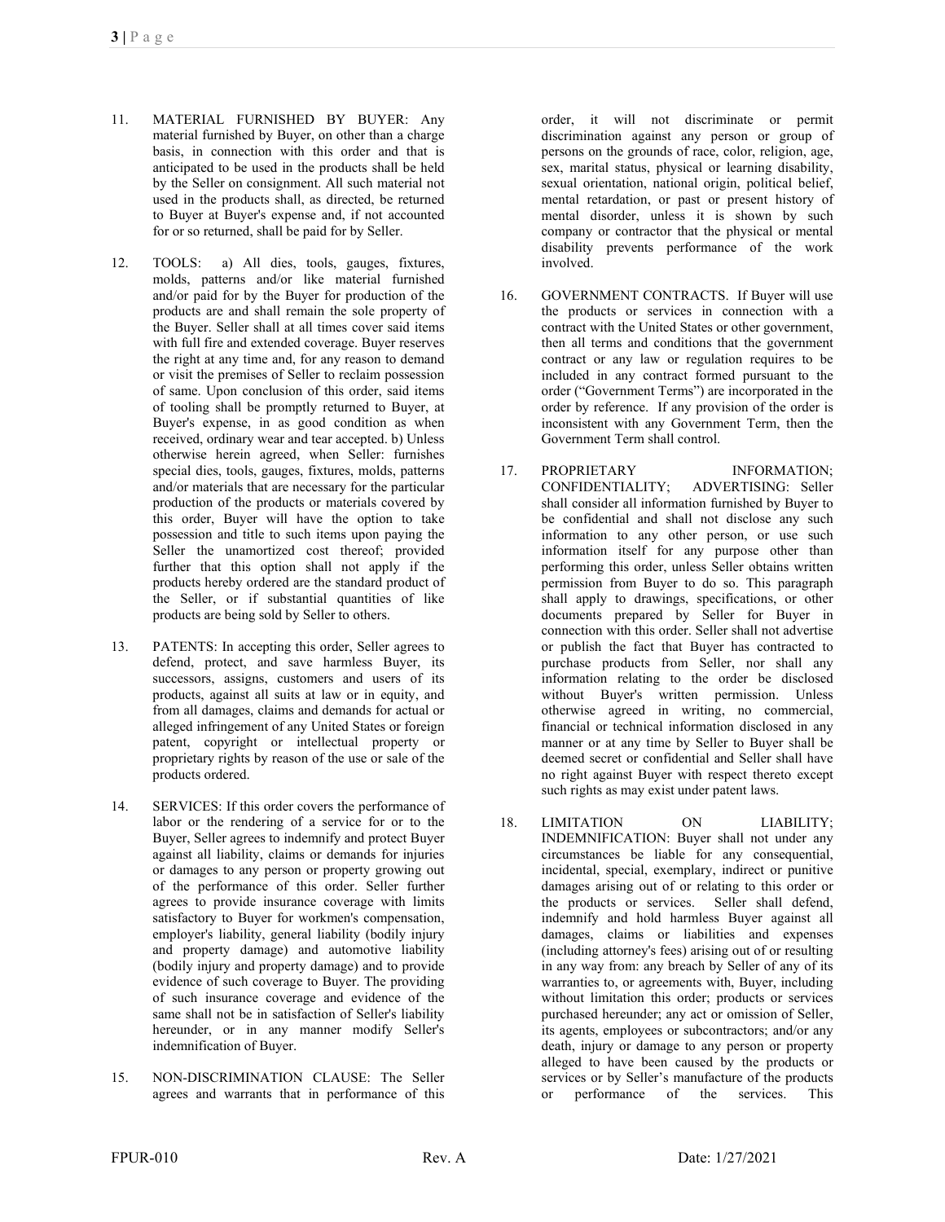11. MATERIAL FURNISHED BY BUYER: Any material furnished by Buyer, on other than a charge basis, in connection with this order and that is anticipated to be used in the products shall be held by the Seller on consignment. All such material not used in the products shall, as directed, be returned to Buyer at Buyer's expense and, if not accounted for or so returned, shall be paid for by Seller.

12. TOOLS: a) All dies, tools, gauges, fixtures, molds, patterns and/or like material furnished and/or paid for by the Buyer for production of the products are and shall remain the sole property of the Buyer. Seller shall at all times cover said items with full fire and extended coverage. Buyer reserves the right at any time and, for any reason to demand or visit the premises of Seller to reclaim possession of same. Upon conclusion of this order, said items of tooling shall be promptly returned to Buyer, at Buyer's expense, in as good condition as when received, ordinary wear and tear accepted. b) Unless otherwise herein agreed, when Seller: furnishes special dies, tools, gauges, fixtures, molds, patterns and/or materials that are necessary for the particular production of the products or materials covered by this order, Buyer will have the option to take possession and title to such items upon paying the Seller the unamortized cost thereof; provided further that this option shall not apply if the products hereby ordered are the standard product of the Seller, or if substantial quantities of like products are being sold by Seller to others.

13. PATENTS: In accepting this order, Seller agrees to defend, protect, and save harmless Buyer, its successors, assigns, customers and users of its products, against all suits at law or in equity, and from all damages, claims and demands for actual or alleged infringement of any United States or foreign patent, copyright or intellectual property or proprietary rights by reason of the use or sale of the products ordered.

14. SERVICES: If this order covers the performance of labor or the rendering of a service for or to the Buyer, Seller agrees to indemnify and protect Buyer against all liability, claims or demands for injuries or damages to any person or property growing out of the performance of this order. Seller further agrees to provide insurance coverage with limits satisfactory to Buyer for workmen's compensation, employer's liability, general liability (bodily injury and property damage) and automotive liability (bodily injury and property damage) and to provide evidence of such coverage to Buyer. The providing of such insurance coverage and evidence of the same shall not be in satisfaction of Seller's liability hereunder, or in any manner modify Seller's indemnification of Buyer.

15. NON-DISCRIMINATION CLAUSE: The Seller agrees and warrants that in performance of this order, it will not discriminate or permit discrimination against any person or group of persons on the grounds of race, color, religion, age, sex, marital status, physical or learning disability, sexual orientation, national origin, political belief, mental retardation, or past or present history of mental disorder, unless it is shown by such company or contractor that the physical or mental disability prevents performance of the work involved.

16. GOVERNMENT CONTRACTS. If Buyer will use the products or services in connection with a contract with the United States or other government, then all terms and conditions that the government contract or any law or regulation requires to be included in any contract formed pursuant to the order ("Government Terms") are incorporated in the order by reference. If any provision of the order is inconsistent with any Government Term, then the Government Term shall control.

17. PROPRIETARY INFORMATION; CONFIDENTIALITY; ADVERTISING: Seller shall consider all information furnished by Buyer to be confidential and shall not disclose any such information to any other person, or use such information itself for any purpose other than performing this order, unless Seller obtains written permission from Buyer to do so. This paragraph shall apply to drawings, specifications, or other documents prepared by Seller for Buyer in connection with this order. Seller shall not advertise or publish the fact that Buyer has contracted to purchase products from Seller, nor shall any information relating to the order be disclosed without Buyer's written permission. Unless otherwise agreed in writing, no commercial, financial or technical information disclosed in any manner or at any time by Seller to Buyer shall be deemed secret or confidential and Seller shall have no right against Buyer with respect thereto except such rights as may exist under patent laws.

18. LIMITATION ON LIABILITY; INDEMNIFICATION: Buyer shall not under any circumstances be liable for any consequential, incidental, special, exemplary, indirect or punitive damages arising out of or relating to this order or the products or services. Seller shall defend, indemnify and hold harmless Buyer against all damages, claims or liabilities and expenses (including attorney's fees) arising out of or resulting in any way from: any breach by Seller of any of its warranties to, or agreements with, Buyer, including without limitation this order; products or services purchased hereunder; any act or omission of Seller, its agents, employees or subcontractors; and/or any death, injury or damage to any person or property alleged to have been caused by the products or services or by Seller's manufacture of the products or performance of the services. This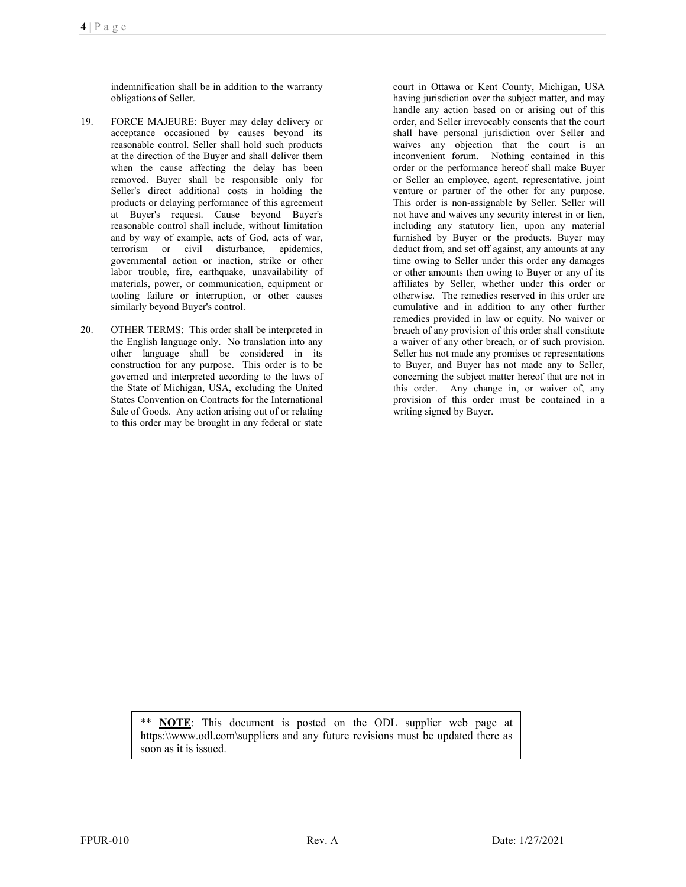indemnification shall be in addition to the warranty obligations of Seller.

19. FORCE MAJEURE: Buyer may delay delivery or acceptance occasioned by causes beyond its reasonable control. Seller shall hold such products at the direction of the Buyer and shall deliver them when the cause affecting the delay has been removed. Buyer shall be responsible only for Seller's direct additional costs in holding the products or delaying performance of this agreement at Buyer's request. Cause beyond Buyer's reasonable control shall include, without limitation and by way of example, acts of God, acts of war, terrorism or civil disturbance, epidemics, governmental action or inaction, strike or other labor trouble, fire, earthquake, unavailability of materials, power, or communication, equipment or tooling failure or interruption, or other causes similarly beyond Buyer's control.

20. OTHER TERMS: This order shall be interpreted in the English language only. No translation into any other language shall be considered in its construction for any purpose. This order is to be governed and interpreted according to the laws of the State of Michigan, USA, excluding the United States Convention on Contracts for the International Sale of Goods. Any action arising out of or relating to this order may be brought in any federal or state court in Ottawa or Kent County, Michigan, USA having jurisdiction over the subject matter, and may handle any action based on or arising out of this order, and Seller irrevocably consents that the court shall have personal jurisdiction over Seller and waives any objection that the court is an inconvenient forum. Nothing contained in this order or the performance hereof shall make Buyer or Seller an employee, agent, representative, joint venture or partner of the other for any purpose. This order is non-assignable by Seller. Seller will not have and waives any security interest in or lien, including any statutory lien, upon any material furnished by Buyer or the products. Buyer may deduct from, and set off against, any amounts at any time owing to Seller under this order any damages or other amounts then owing to Buyer or any of its affiliates by Seller, whether under this order or otherwise. The remedies reserved in this order are cumulative and in addition to any other further remedies provided in law or equity. No waiver or breach of any provision of this order shall constitute a waiver of any other breach, or of such provision. Seller has not made any promises or representations to Buyer, and Buyer has not made any to Seller, concerning the subject matter hereof that are not in this order. Any change in, or waiver of, any provision of this order must be contained in a writing signed by Buyer.

** **NOTE**: This document is posted on the ODL supplier web page at https:\\www.odl.com\suppliers and any future revisions must be updated there as soon as it is issued.

FPUR-010 Rev. A Date: 1/27/2021